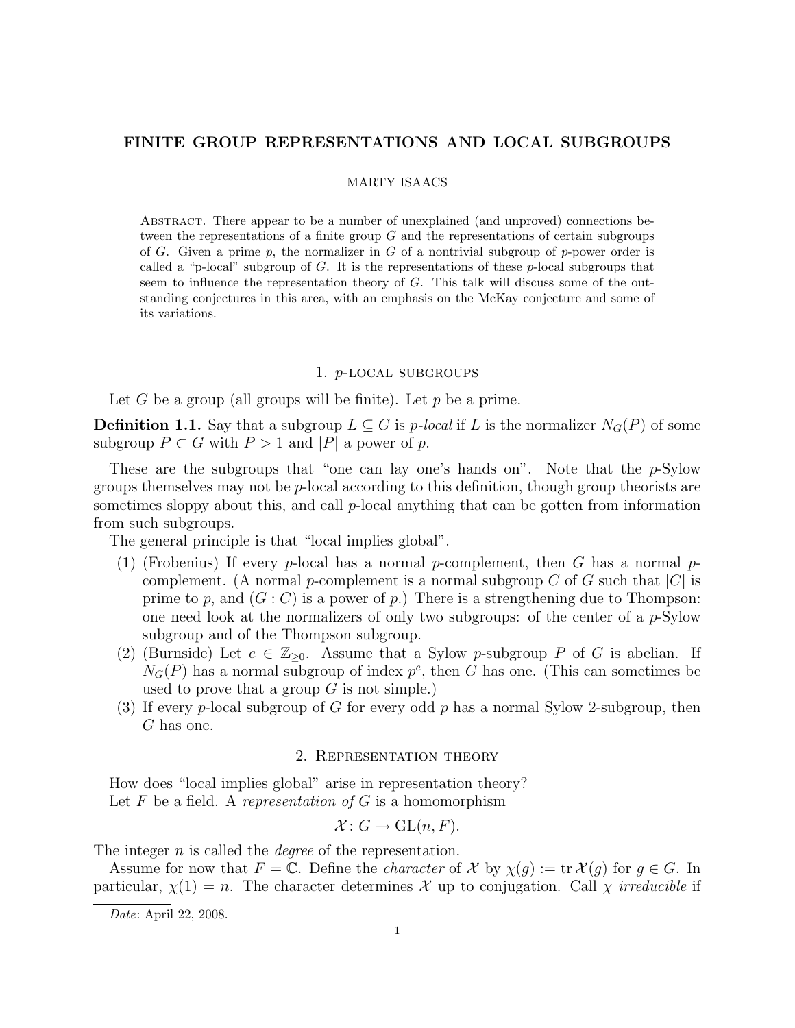# FINITE GROUP REPRESENTATIONS AND LOCAL SUBGROUPS

MARTY ISAACS

Abstract. There appear to be a number of unexplained (and unproved) connections between the representations of a finite group $G$ and the representations of certain subgroups of $G$. Given a prime $p$, the normalizer in $G$ of a nontrivial subgroup of $p$-power order is called a "p-local" subgroup of $G$. It is the representations of these $p$-local subgroups that seem to influence the representation theory of $G$. This talk will discuss some of the outstanding conjectures in this area, with an emphasis on the McKay conjecture and some of its variations.

## 1. $p$-local subgroups

Let $G$ be a group (all groups will be finite). Let $p$ be a prime.

**Definition 1.1.** Say that a subgroup $L \subseteq G$ is *$p$-local* if $L$ is the normalizer $N_G(P)$ of some subgroup $P \subset G$ with $P > 1$ and $|P|$ a power of $p$.

These are the subgroups that "one can lay one's hands on". Note that the $p$-Sylow groups themselves may not be $p$-local according to this definition, though group theorists are sometimes sloppy about this, and call $p$-local anything that can be gotten from information from such subgroups.

The general principle is that "local implies global".

1. (Frobenius) If every $p$-local has a normal $p$-complement, then $G$ has a normal $p$-complement. (A normal $p$-complement is a normal subgroup $C$ of $G$ such that $|C|$ is prime to $p$, and $(G : C)$ is a power of $p$.) There is a strengthening due to Thompson: one need look at the normalizers of only two subgroups: of the center of a $p$-Sylow subgroup and of the Thompson subgroup.
2. (Burnside) Let $e \in \mathbb{Z}_{\geq 0}$. Assume that a Sylow $p$-subgroup $P$ of $G$ is abelian. If $N_G(P)$ has a normal subgroup of index $p^e$, then $G$ has one. (This can sometimes be used to prove that a group $G$ is not simple.)
3. If every $p$-local subgroup of $G$ for every odd $p$ has a normal Sylow 2-subgroup, then $G$ has one.

## 2. Representation theory

How does "local implies global" arise in representation theory?

Let $F$ be a field. A *representation of* $G$ is a homomorphism

$$\mathcal{X} : G \to \mathrm{GL}(n, F).$$

The integer $n$ is called the *degree* of the representation.

Assume for now that $F = \mathbb{C}$. Define the *character* of $\mathcal{X}$ by $\chi(g) := \operatorname{tr} \mathcal{X}(g)$ for $g \in G$. In particular, $\chi(1) = n$. The character determines $\mathcal{X}$ up to conjugation. Call $\chi$ *irreducible* if

---

*Date*: April 22, 2008.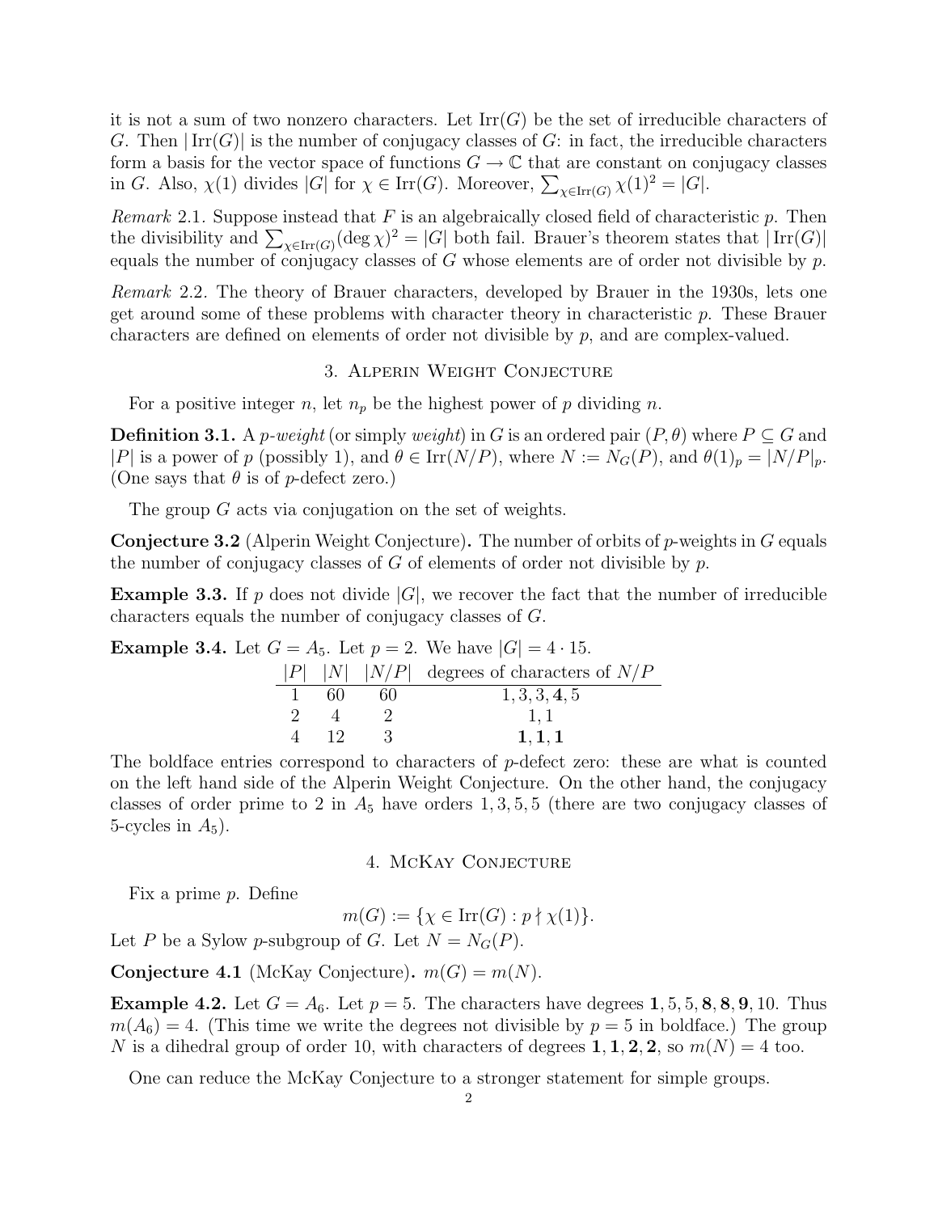it is not a sum of two nonzero characters. Let $\operatorname{Irr}(G)$ be the set of irreducible characters of $G$. Then $|\operatorname{Irr}(G)|$ is the number of conjugacy classes of $G$: in fact, the irreducible characters form a basis for the vector space of functions $G \to \mathbb{C}$ that are constant on conjugacy classes in $G$. Also, $\chi(1)$ divides $|G|$ for $\chi \in \operatorname{Irr}(G)$. Moreover, $\sum_{\chi \in \operatorname{Irr}(G)} \chi(1)^2 = |G|$.

*Remark* 2.1. Suppose instead that $F$ is an algebraically closed field of characteristic $p$. Then the divisibility and $\sum_{\chi \in \operatorname{Irr}(G)} (\deg \chi)^2 = |G|$ both fail. Brauer's theorem states that $|\operatorname{Irr}(G)|$ equals the number of conjugacy classes of $G$ whose elements are of order not divisible by $p$.

*Remark* 2.2. The theory of Brauer characters, developed by Brauer in the 1930s, lets one get around some of these problems with character theory in characteristic $p$. These Brauer characters are defined on elements of order not divisible by $p$, and are complex-valued.

## 3. Alperin Weight Conjecture

For a positive integer $n$, let $n_p$ be the highest power of $p$ dividing $n$.

**Definition 3.1.** A *$p$-weight* (or simply *weight*) in $G$ is an ordered pair $(P, \theta)$ where $P \subseteq G$ and $|P|$ is a power of $p$ (possibly 1), and $\theta \in \operatorname{Irr}(N/P)$, where $N := N_G(P)$, and $\theta(1)_p = |N/P|_p$. (One says that $\theta$ is of $p$-defect zero.)

The group $G$ acts via conjugation on the set of weights.

**Conjecture 3.2** (Alperin Weight Conjecture)**.** The number of orbits of $p$-weights in $G$ equals the number of conjugacy classes of $G$ of elements of order not divisible by $p$.

**Example 3.3.** If $p$ does not divide $|G|$, we recover the fact that the number of irreducible characters equals the number of conjugacy classes of $G$.

**Example 3.4.** Let $G = A_5$. Let $p = 2$. We have $|G| = 4 \cdot 15$.

| $\lvert P\rvert$ | $\lvert N\rvert$ | $\lvert N/P\rvert$ | degrees of characters of $N/P$ |
|---|---|---|---|
| 1 | 60 | 60 | $1, 3, 3, \mathbf{4}, 5$ |
| 2 | 4 | 2 | $1, 1$ |
| 4 | 12 | 3 | $\mathbf{1}, \mathbf{1}, \mathbf{1}$ |

The boldface entries correspond to characters of $p$-defect zero: these are what is counted on the left hand side of the Alperin Weight Conjecture. On the other hand, the conjugacy classes of order prime to 2 in $A_5$ have orders $1, 3, 5, 5$ (there are two conjugacy classes of 5-cycles in $A_5$).

## 4. McKay Conjecture

Fix a prime $p$. Define

$$m(G) := \{\chi \in \operatorname{Irr}(G) : p \nmid \chi(1)\}.$$

Let $P$ be a Sylow $p$-subgroup of $G$. Let $N = N_G(P)$.

**Conjecture 4.1** (McKay Conjecture)**.** $m(G) = m(N)$.

**Example 4.2.** Let $G = A_6$. Let $p = 5$. The characters have degrees $\mathbf{1}, 5, 5, \mathbf{8}, \mathbf{8}, \mathbf{9}, 10$. Thus $m(A_6) = 4$. (This time we write the degrees not divisible by $p = 5$ in boldface.) The group $N$ is a dihedral group of order 10, with characters of degrees $\mathbf{1}, \mathbf{1}, \mathbf{2}, \mathbf{2}$, so $m(N) = 4$ too.

One can reduce the McKay Conjecture to a stronger statement for simple groups.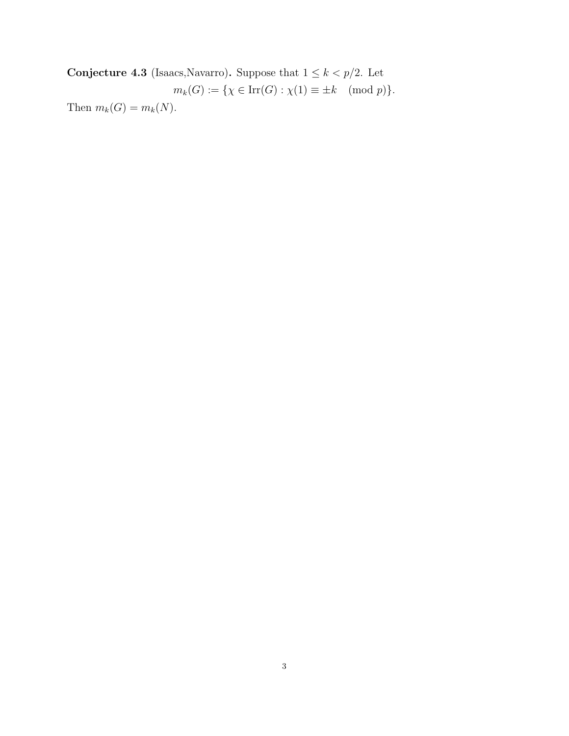**Conjecture 4.3** (Isaacs,Navarro)**.** Suppose that $1 \leq k < p/2$. Let

$$m_k(G) := \{\chi \in \mathrm{Irr}(G) : \chi(1) \equiv \pm k \pmod{p}\}.$$

Then $m_k(G) = m_k(N)$.